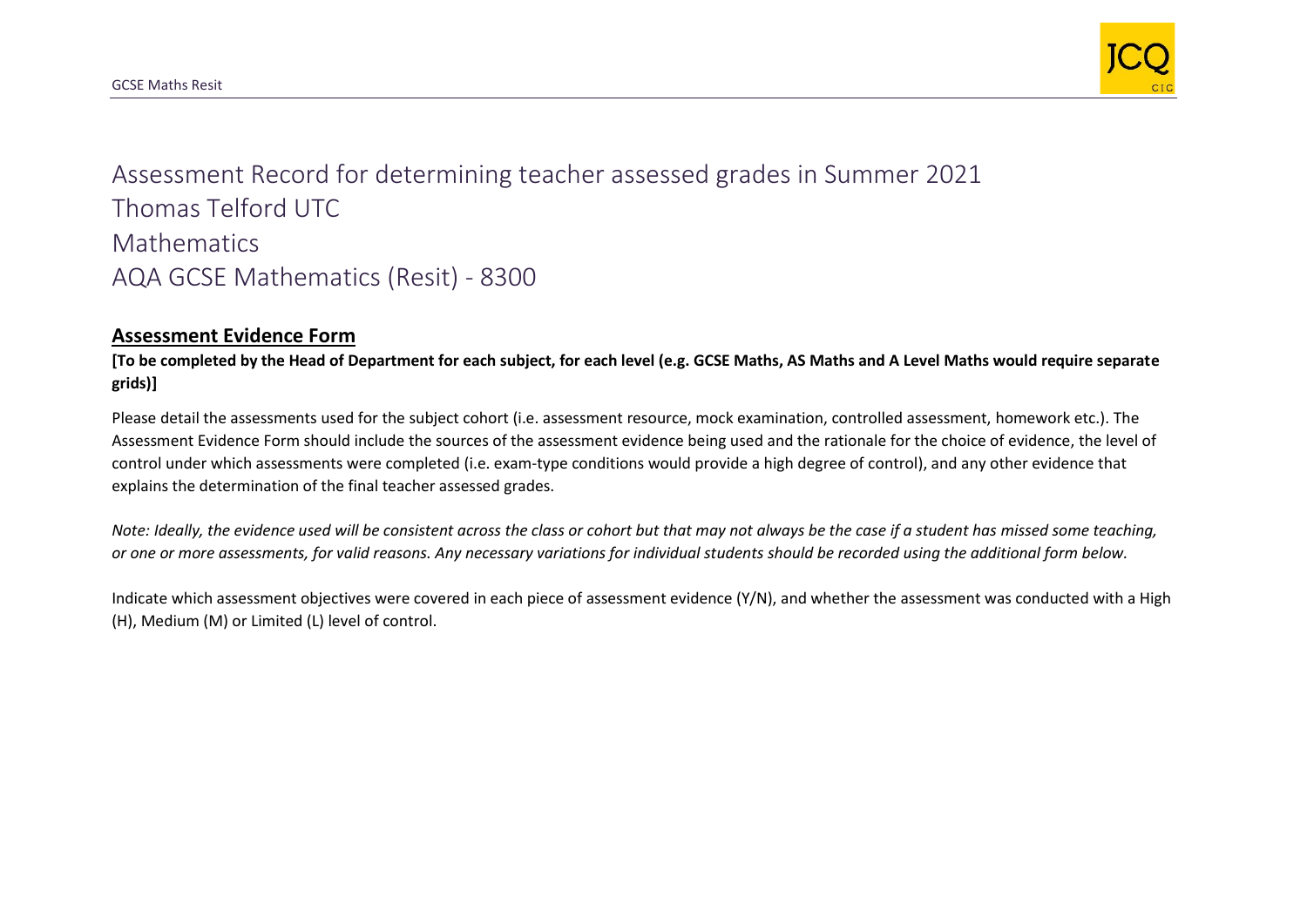# Assessment Record for determining teacher assessed grades in Summer 2021
# Thomas Telford UTC
# Mathematics
# AQA GCSE Mathematics (Resit) - 8300

## Assessment Evidence Form

**[To be completed by the Head of Department for each subject, for each level (e.g. GCSE Maths, AS Maths and A Level Maths would require separate grids)]**

Please detail the assessments used for the subject cohort (i.e. assessment resource, mock examination, controlled assessment, homework etc.). The Assessment Evidence Form should include the sources of the assessment evidence being used and the rationale for the choice of evidence, the level of control under which assessments were completed (i.e. exam-type conditions would provide a high degree of control), and any other evidence that explains the determination of the final teacher assessed grades.

*Note: Ideally, the evidence used will be consistent across the class or cohort but that may not always be the case if a student has missed some teaching, or one or more assessments, for valid reasons. Any necessary variations for individual students should be recorded using the additional form below.*

Indicate which assessment objectives were covered in each piece of assessment evidence (Y/N), and whether the assessment was conducted with a High (H), Medium (M) or Limited (L) level of control.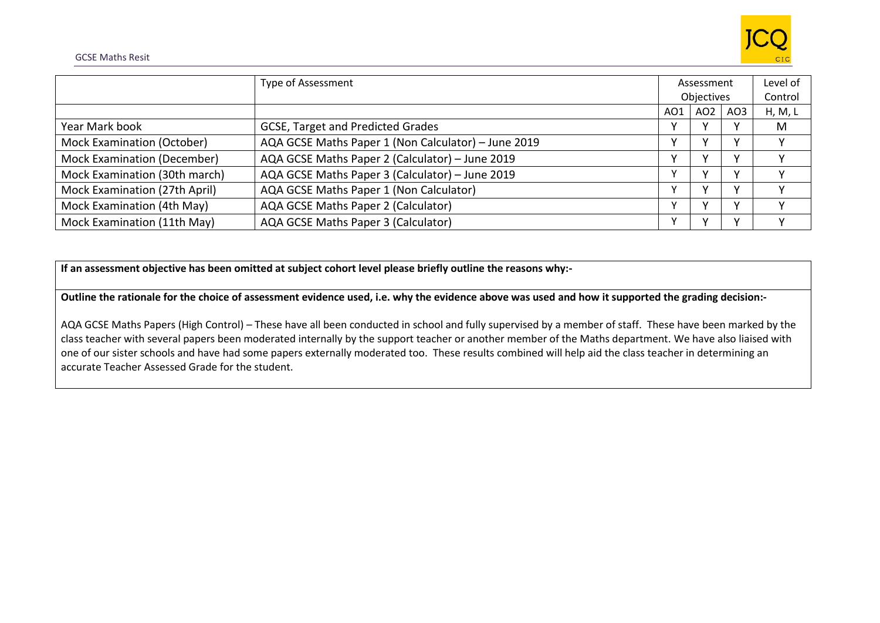| | Type of Assessment | Assessment Objectives | | | Level of Control |
|---|---|---|---|---|---|
| | | AO1 | AO2 | AO3 | H, M, L |
| Year Mark book | GCSE, Target and Predicted Grades | Y | Y | Y | M |
| Mock Examination (October) | AQA GCSE Maths Paper 1 (Non Calculator) – June 2019 | Y | Y | Y | Y |
| Mock Examination (December) | AQA GCSE Maths Paper 2 (Calculator) – June 2019 | Y | Y | Y | Y |
| Mock Examination (30th march) | AQA GCSE Maths Paper 3 (Calculator) – June 2019 | Y | Y | Y | Y |
| Mock Examination (27th April) | AQA GCSE Maths Paper 1 (Non Calculator) | Y | Y | Y | Y |
| Mock Examination (4th May) | AQA GCSE Maths Paper 2 (Calculator) | Y | Y | Y | Y |
| Mock Examination (11th May) | AQA GCSE Maths Paper 3 (Calculator) | Y | Y | Y | Y |

**If an assessment objective has been omitted at subject cohort level please briefly outline the reasons why:-**

**Outline the rationale for the choice of assessment evidence used, i.e. why the evidence above was used and how it supported the grading decision:-**

AQA GCSE Maths Papers (High Control) – These have all been conducted in school and fully supervised by a member of staff. These have been marked by the class teacher with several papers been moderated internally by the support teacher or another member of the Maths department. We have also liaised with one of our sister schools and have had some papers externally moderated too. These results combined will help aid the class teacher in determining an accurate Teacher Assessed Grade for the student.